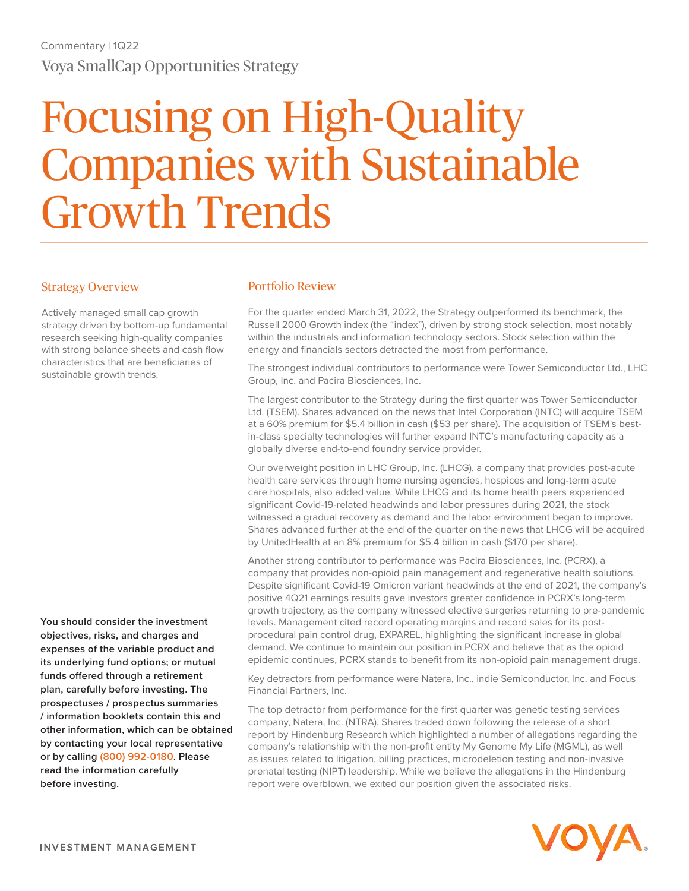Commentary | 1Q22

Voya SmallCap Opportunities Strategy

# Focusing on High-Quality Companies with Sustainable Growth Trends

## Strategy Overview

Actively managed small cap growth strategy driven by bottom-up fundamental research seeking high-quality companies with strong balance sheets and cash flow characteristics that are beneficiaries of sustainable growth trends.

**You should consider the investment objectives, risks, and charges and expenses of the variable product and its underlying fund options; or mutual funds offered through a retirement plan, carefully before investing. The prospectuses / prospectus summaries / information booklets contain this and other information, which can be obtained by contacting your local representative or by calling (800) 992-0180. Please read the information carefully before investing.**

## Portfolio Review

For the quarter ended March 31, 2022, the Strategy outperformed its benchmark, the Russell 2000 Growth index (the "index"), driven by strong stock selection, most notably within the industrials and information technology sectors. Stock selection within the energy and financials sectors detracted the most from performance.

The strongest individual contributors to performance were Tower Semiconductor Ltd., LHC Group, Inc. and Pacira Biosciences, Inc.

The largest contributor to the Strategy during the first quarter was Tower Semiconductor Ltd. (TSEM). Shares advanced on the news that Intel Corporation (INTC) will acquire TSEM at a 60% premium for $5.4 billion in cash ($53 per share). The acquisition of TSEM's best-in-class specialty technologies will further expand INTC's manufacturing capacity as a globally diverse end-to-end foundry service provider.

Our overweight position in LHC Group, Inc. (LHCG), a company that provides post-acute health care services through home nursing agencies, hospices and long-term acute care hospitals, also added value. While LHCG and its home health peers experienced significant Covid-19-related headwinds and labor pressures during 2021, the stock witnessed a gradual recovery as demand and the labor environment began to improve. Shares advanced further at the end of the quarter on the news that LHCG will be acquired by UnitedHealth at an 8% premium for $5.4 billion in cash ($170 per share).

Another strong contributor to performance was Pacira Biosciences, Inc. (PCRX), a company that provides non-opioid pain management and regenerative health solutions. Despite significant Covid-19 Omicron variant headwinds at the end of 2021, the company's positive 4Q21 earnings results gave investors greater confidence in PCRX's long-term growth trajectory, as the company witnessed elective surgeries returning to pre-pandemic levels. Management cited record operating margins and record sales for its post-procedural pain control drug, EXPAREL, highlighting the significant increase in global demand. We continue to maintain our position in PCRX and believe that as the opioid epidemic continues, PCRX stands to benefit from its non-opioid pain management drugs.

Key detractors from performance were Natera, Inc., indie Semiconductor, Inc. and Focus Financial Partners, Inc.

The top detractor from performance for the first quarter was genetic testing services company, Natera, Inc. (NTRA). Shares traded down following the release of a short report by Hindenburg Research which highlighted a number of allegations regarding the company's relationship with the non-profit entity My Genome My Life (MGML), as well as issues related to litigation, billing practices, microdeletion testing and non-invasive prenatal testing (NIPT) leadership. While we believe the allegations in the Hindenburg report were overblown, we exited our position given the associated risks.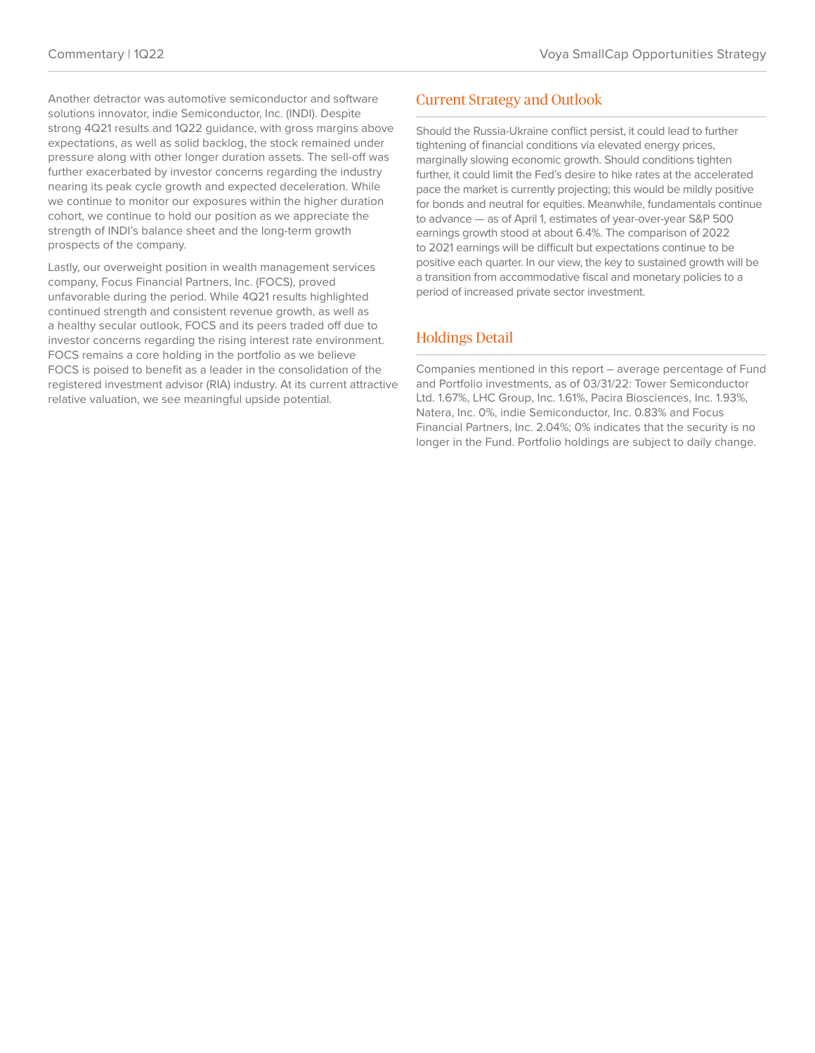Another detractor was automotive semiconductor and software solutions innovator, indie Semiconductor, Inc. (INDI). Despite strong 4Q21 results and 1Q22 guidance, with gross margins above expectations, as well as solid backlog, the stock remained under pressure along with other longer duration assets. The sell-off was further exacerbated by investor concerns regarding the industry nearing its peak cycle growth and expected deceleration. While we continue to monitor our exposures within the higher duration cohort, we continue to hold our position as we appreciate the strength of INDI's balance sheet and the long-term growth prospects of the company.

Lastly, our overweight position in wealth management services company, Focus Financial Partners, Inc. (FOCS), proved unfavorable during the period. While 4Q21 results highlighted continued strength and consistent revenue growth, as well as a healthy secular outlook, FOCS and its peers traded off due to investor concerns regarding the rising interest rate environment. FOCS remains a core holding in the portfolio as we believe FOCS is poised to benefit as a leader in the consolidation of the registered investment advisor (RIA) industry. At its current attractive relative valuation, we see meaningful upside potential.

## Current Strategy and Outlook

Should the Russia-Ukraine conflict persist, it could lead to further tightening of financial conditions via elevated energy prices, marginally slowing economic growth. Should conditions tighten further, it could limit the Fed's desire to hike rates at the accelerated pace the market is currently projecting; this would be mildly positive for bonds and neutral for equities. Meanwhile, fundamentals continue to advance — as of April 1, estimates of year-over-year S&P 500 earnings growth stood at about 6.4%. The comparison of 2022 to 2021 earnings will be difficult but expectations continue to be positive each quarter. In our view, the key to sustained growth will be a transition from accommodative fiscal and monetary policies to a period of increased private sector investment.

## Holdings Detail

Companies mentioned in this report – average percentage of Fund and Portfolio investments, as of 03/31/22: Tower Semiconductor Ltd. 1.67%, LHC Group, Inc. 1.61%, Pacira Biosciences, Inc. 1.93%, Natera, Inc. 0%, indie Semiconductor, Inc. 0.83% and Focus Financial Partners, Inc. 2.04%; 0% indicates that the security is no longer in the Fund. Portfolio holdings are subject to daily change.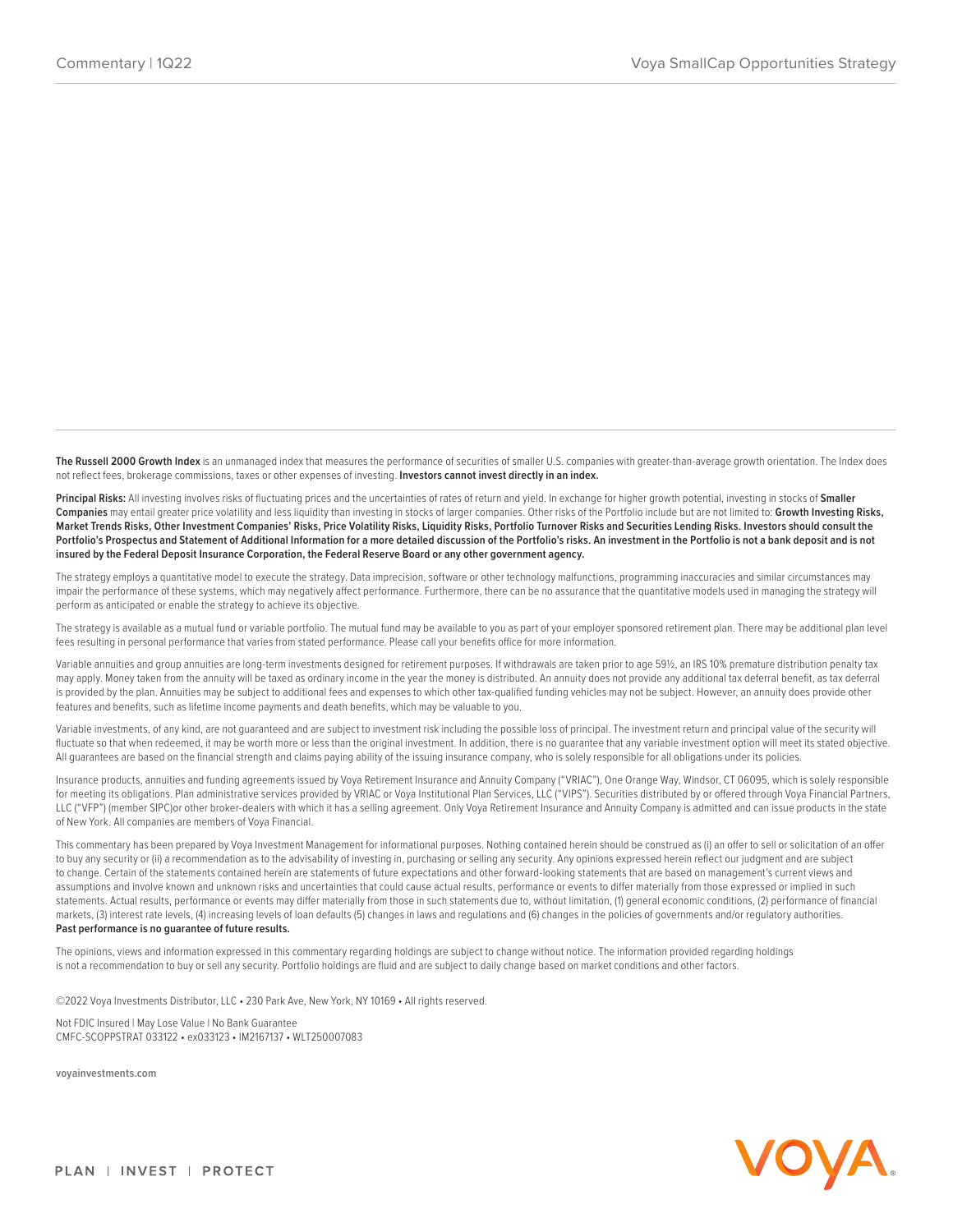**The Russell 2000 Growth Index** is an unmanaged index that measures the performance of securities of smaller U.S. companies with greater-than-average growth orientation. The Index does not reflect fees, brokerage commissions, taxes or other expenses of investing. **Investors cannot invest directly in an index.**

**Principal Risks:** All investing involves risks of fluctuating prices and the uncertainties of rates of return and yield. In exchange for higher growth potential, investing in stocks of **Smaller Companies** may entail greater price volatility and less liquidity than investing in stocks of larger companies. Other risks of the Portfolio include but are not limited to: **Growth Investing Risks, Market Trends Risks, Other Investment Companies' Risks, Price Volatility Risks, Liquidity Risks, Portfolio Turnover Risks and Securities Lending Risks. Investors should consult the Portfolio's Prospectus and Statement of Additional Information for a more detailed discussion of the Portfolio's risks. An investment in the Portfolio is not a bank deposit and is not insured by the Federal Deposit Insurance Corporation, the Federal Reserve Board or any other government agency.**

The strategy employs a quantitative model to execute the strategy. Data imprecision, software or other technology malfunctions, programming inaccuracies and similar circumstances may impair the performance of these systems, which may negatively affect performance. Furthermore, there can be no assurance that the quantitative models used in managing the strategy will perform as anticipated or enable the strategy to achieve its objective.

The strategy is available as a mutual fund or variable portfolio. The mutual fund may be available to you as part of your employer sponsored retirement plan. There may be additional plan level fees resulting in personal performance that varies from stated performance. Please call your benefits office for more information.

Variable annuities and group annuities are long-term investments designed for retirement purposes. If withdrawals are taken prior to age 59½, an IRS 10% premature distribution penalty tax may apply. Money taken from the annuity will be taxed as ordinary income in the year the money is distributed. An annuity does not provide any additional tax deferral benefit, as tax deferral is provided by the plan. Annuities may be subject to additional fees and expenses to which other tax-qualified funding vehicles may not be subject. However, an annuity does provide other features and benefits, such as lifetime income payments and death benefits, which may be valuable to you.

Variable investments, of any kind, are not guaranteed and are subject to investment risk including the possible loss of principal. The investment return and principal value of the security will fluctuate so that when redeemed, it may be worth more or less than the original investment. In addition, there is no guarantee that any variable investment option will meet its stated objective. All guarantees are based on the financial strength and claims paying ability of the issuing insurance company, who is solely responsible for all obligations under its policies.

Insurance products, annuities and funding agreements issued by Voya Retirement Insurance and Annuity Company ("VRIAC"), One Orange Way, Windsor, CT 06095, which is solely responsible for meeting its obligations. Plan administrative services provided by VRIAC or Voya Institutional Plan Services, LLC ("VIPS"). Securities distributed by or offered through Voya Financial Partners, LLC ("VFP") (member SIPC)or other broker-dealers with which it has a selling agreement. Only Voya Retirement Insurance and Annuity Company is admitted and can issue products in the state of New York. All companies are members of Voya Financial.

This commentary has been prepared by Voya Investment Management for informational purposes. Nothing contained herein should be construed as (i) an offer to sell or solicitation of an offer to buy any security or (ii) a recommendation as to the advisability of investing in, purchasing or selling any security. Any opinions expressed herein reflect our judgment and are subject to change. Certain of the statements contained herein are statements of future expectations and other forward-looking statements that are based on management's current views and assumptions and involve known and unknown risks and uncertainties that could cause actual results, performance or events to differ materially from those expressed or implied in such statements. Actual results, performance or events may differ materially from those in such statements due to, without limitation, (1) general economic conditions, (2) performance of financial markets, (3) interest rate levels, (4) increasing levels of loan defaults (5) changes in laws and regulations and (6) changes in the policies of governments and/or regulatory authorities.
**Past performance is no guarantee of future results.**

The opinions, views and information expressed in this commentary regarding holdings are subject to change without notice. The information provided regarding holdings is not a recommendation to buy or sell any security. Portfolio holdings are fluid and are subject to daily change based on market conditions and other factors.

©2022 Voya Investments Distributor, LLC • 230 Park Ave, New York, NY 10169 • All rights reserved.

Not FDIC Insured | May Lose Value | No Bank Guarantee
CMFC-SCOPPSTRAT 033122 • ex033123 • IM2167137 • WLT250007083

**voyainvestments.com**

PLAN | INVEST | PROTECT

VOYA.